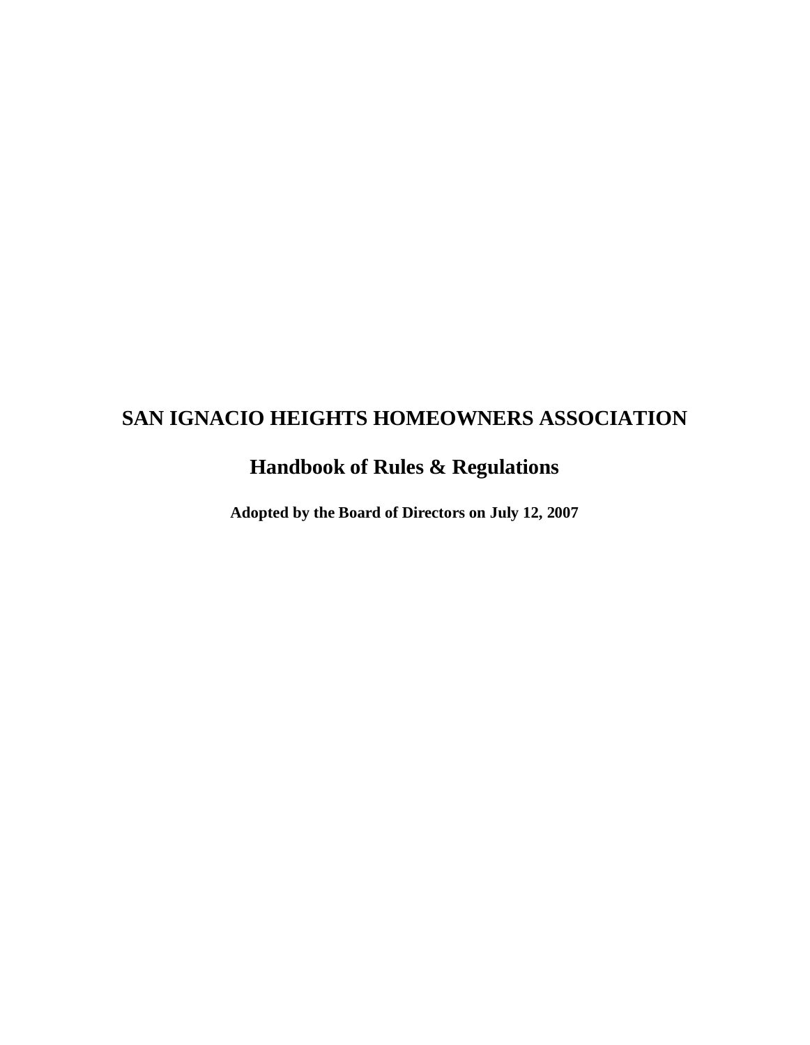# SAN IGNACIO HEIGHTS HOMEOWNERS ASSOCIATION

## Handbook of Rules & Regulations

**Adopted by the Board of Directors on July 12, 2007**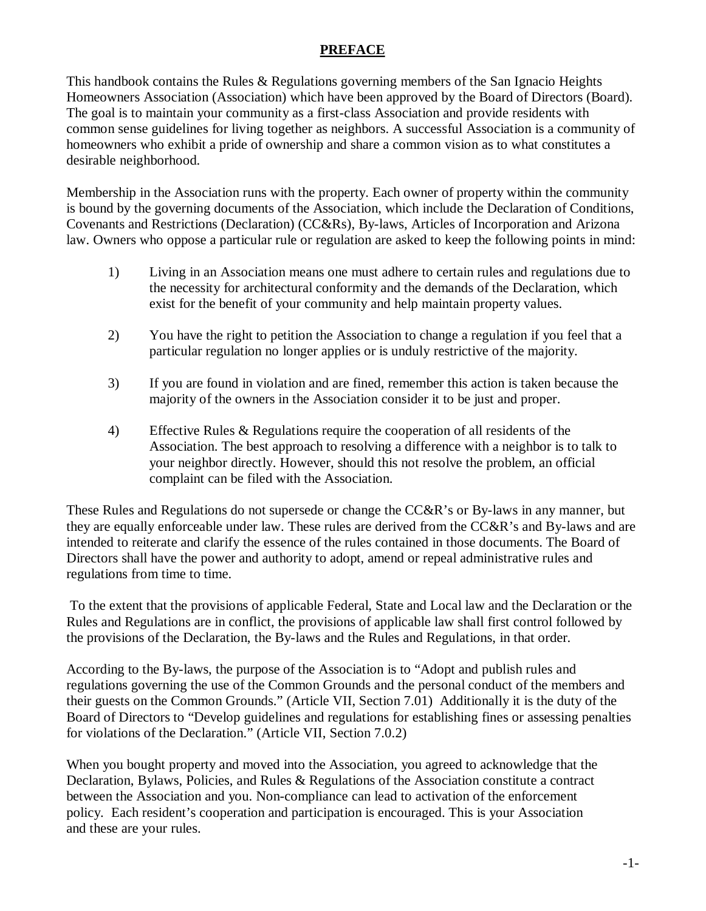# PREFACE

This handbook contains the Rules & Regulations governing members of the San Ignacio Heights Homeowners Association (Association) which have been approved by the Board of Directors (Board). The goal is to maintain your community as a first-class Association and provide residents with common sense guidelines for living together as neighbors. A successful Association is a community of homeowners who exhibit a pride of ownership and share a common vision as to what constitutes a desirable neighborhood.

Membership in the Association runs with the property. Each owner of property within the community is bound by the governing documents of the Association, which include the Declaration of Conditions, Covenants and Restrictions (Declaration) (CC&Rs), By-laws, Articles of Incorporation and Arizona law. Owners who oppose a particular rule or regulation are asked to keep the following points in mind:

1) Living in an Association means one must adhere to certain rules and regulations due to the necessity for architectural conformity and the demands of the Declaration, which exist for the benefit of your community and help maintain property values.

2) You have the right to petition the Association to change a regulation if you feel that a particular regulation no longer applies or is unduly restrictive of the majority.

3) If you are found in violation and are fined, remember this action is taken because the majority of the owners in the Association consider it to be just and proper.

4) Effective Rules & Regulations require the cooperation of all residents of the Association. The best approach to resolving a difference with a neighbor is to talk to your neighbor directly. However, should this not resolve the problem, an official complaint can be filed with the Association.

These Rules and Regulations do not supersede or change the CC&R's or By-laws in any manner, but they are equally enforceable under law. These rules are derived from the CC&R's and By-laws and are intended to reiterate and clarify the essence of the rules contained in those documents. The Board of Directors shall have the power and authority to adopt, amend or repeal administrative rules and regulations from time to time.

To the extent that the provisions of applicable Federal, State and Local law and the Declaration or the Rules and Regulations are in conflict, the provisions of applicable law shall first control followed by the provisions of the Declaration, the By-laws and the Rules and Regulations, in that order.

According to the By-laws, the purpose of the Association is to "Adopt and publish rules and regulations governing the use of the Common Grounds and the personal conduct of the members and their guests on the Common Grounds." (Article VII, Section 7.01) Additionally it is the duty of the Board of Directors to "Develop guidelines and regulations for establishing fines or assessing penalties for violations of the Declaration." (Article VII, Section 7.0.2)

When you bought property and moved into the Association, you agreed to acknowledge that the Declaration, Bylaws, Policies, and Rules & Regulations of the Association constitute a contract between the Association and you. Non-compliance can lead to activation of the enforcement policy. Each resident's cooperation and participation is encouraged. This is your Association and these are your rules.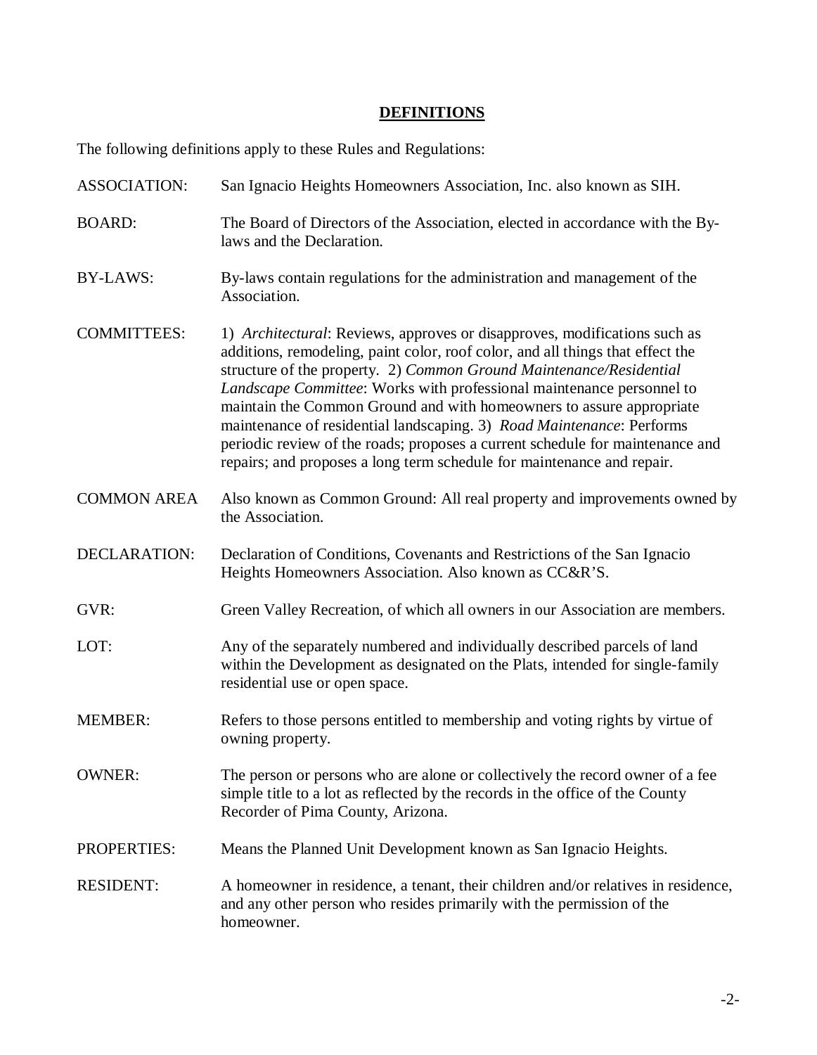## DEFINITIONS

The following definitions apply to these Rules and Regulations:

**ASSOCIATION:** San Ignacio Heights Homeowners Association, Inc. also known as SIH.

**BOARD:** The Board of Directors of the Association, elected in accordance with the By-laws and the Declaration.

**BY-LAWS:** By-laws contain regulations for the administration and management of the Association.

**COMMITTEES:** 1) *Architectural*: Reviews, approves or disapproves, modifications such as additions, remodeling, paint color, roof color, and all things that effect the structure of the property. 2) *Common Ground Maintenance/Residential Landscape Committee*: Works with professional maintenance personnel to maintain the Common Ground and with homeowners to assure appropriate maintenance of residential landscaping. 3) *Road Maintenance*: Performs periodic review of the roads; proposes a current schedule for maintenance and repairs; and proposes a long term schedule for maintenance and repair.

**COMMON AREA** Also known as Common Ground: All real property and improvements owned by the Association.

**DECLARATION:** Declaration of Conditions, Covenants and Restrictions of the San Ignacio Heights Homeowners Association. Also known as CC&R'S.

**GVR:** Green Valley Recreation, of which all owners in our Association are members.

**LOT:** Any of the separately numbered and individually described parcels of land within the Development as designated on the Plats, intended for single-family residential use or open space.

**MEMBER:** Refers to those persons entitled to membership and voting rights by virtue of owning property.

**OWNER:** The person or persons who are alone or collectively the record owner of a fee simple title to a lot as reflected by the records in the office of the County Recorder of Pima County, Arizona.

**PROPERTIES:** Means the Planned Unit Development known as San Ignacio Heights.

**RESIDENT:** A homeowner in residence, a tenant, their children and/or relatives in residence, and any other person who resides primarily with the permission of the homeowner.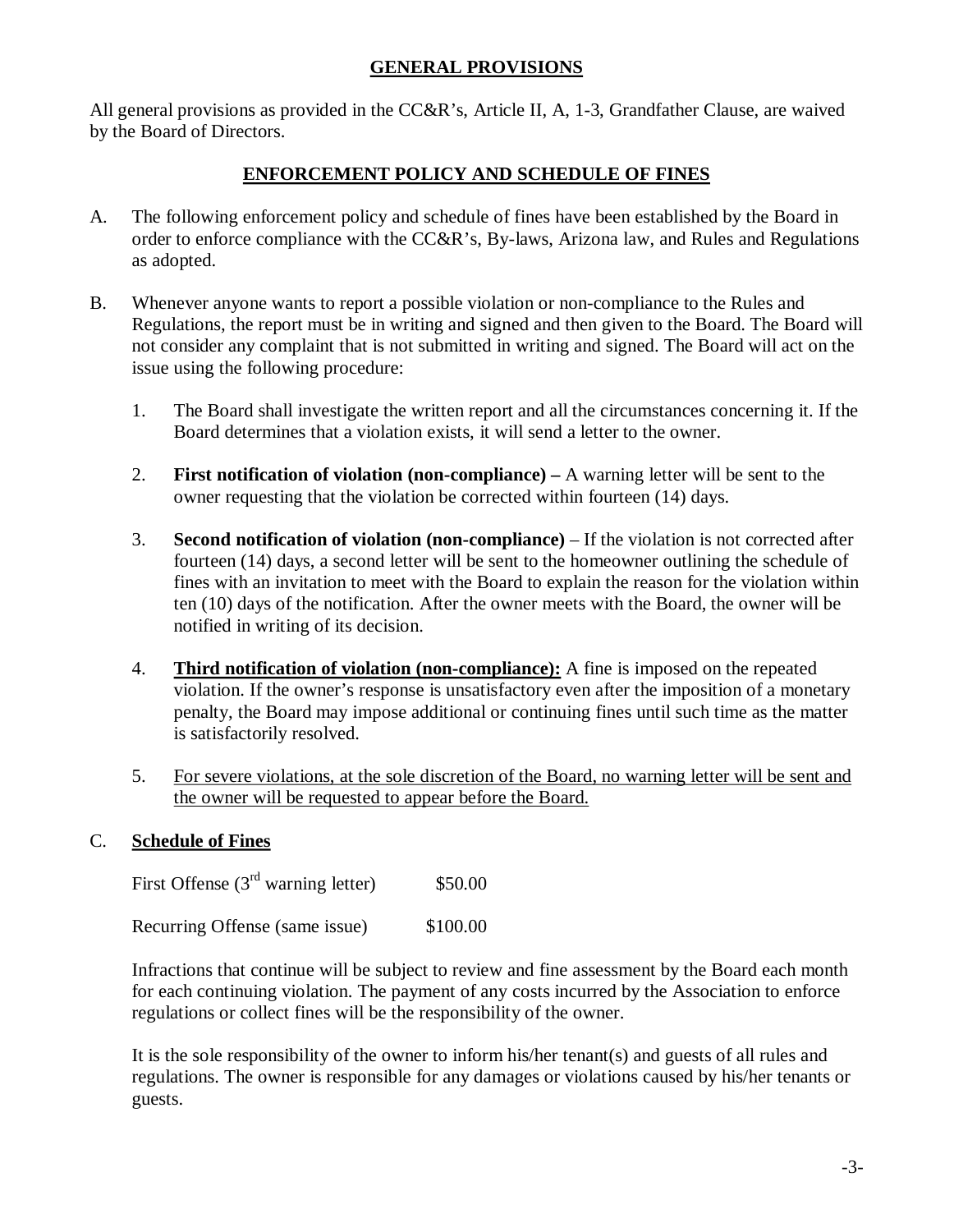## GENERAL PROVISIONS

All general provisions as provided in the CC&R's, Article II, A, 1-3, Grandfather Clause, are waived by the Board of Directors.

## ENFORCEMENT POLICY AND SCHEDULE OF FINES

A. The following enforcement policy and schedule of fines have been established by the Board in order to enforce compliance with the CC&R's, By-laws, Arizona law, and Rules and Regulations as adopted.

B. Whenever anyone wants to report a possible violation or non-compliance to the Rules and Regulations, the report must be in writing and signed and then given to the Board. The Board will not consider any complaint that is not submitted in writing and signed. The Board will act on the issue using the following procedure:

   1. The Board shall investigate the written report and all the circumstances concerning it. If the Board determines that a violation exists, it will send a letter to the owner.

   2. **First notification of violation (non-compliance) –** A warning letter will be sent to the owner requesting that the violation be corrected within fourteen (14) days.

   3. **Second notification of violation (non-compliance)** – If the violation is not corrected after fourteen (14) days, a second letter will be sent to the homeowner outlining the schedule of fines with an invitation to meet with the Board to explain the reason for the violation within ten (10) days of the notification. After the owner meets with the Board, the owner will be notified in writing of its decision.

   4. **Third notification of violation (non-compliance):** A fine is imposed on the repeated violation. If the owner's response is unsatisfactory even after the imposition of a monetary penalty, the Board may impose additional or continuing fines until such time as the matter is satisfactorily resolved.

   5. For severe violations, at the sole discretion of the Board, no warning letter will be sent and the owner will be requested to appear before the Board.

C. **Schedule of Fines**

   First Offense (3rd warning letter) $50.00

   Recurring Offense (same issue) $100.00

   Infractions that continue will be subject to review and fine assessment by the Board each month for each continuing violation. The payment of any costs incurred by the Association to enforce regulations or collect fines will be the responsibility of the owner.

   It is the sole responsibility of the owner to inform his/her tenant(s) and guests of all rules and regulations. The owner is responsible for any damages or violations caused by his/her tenants or guests.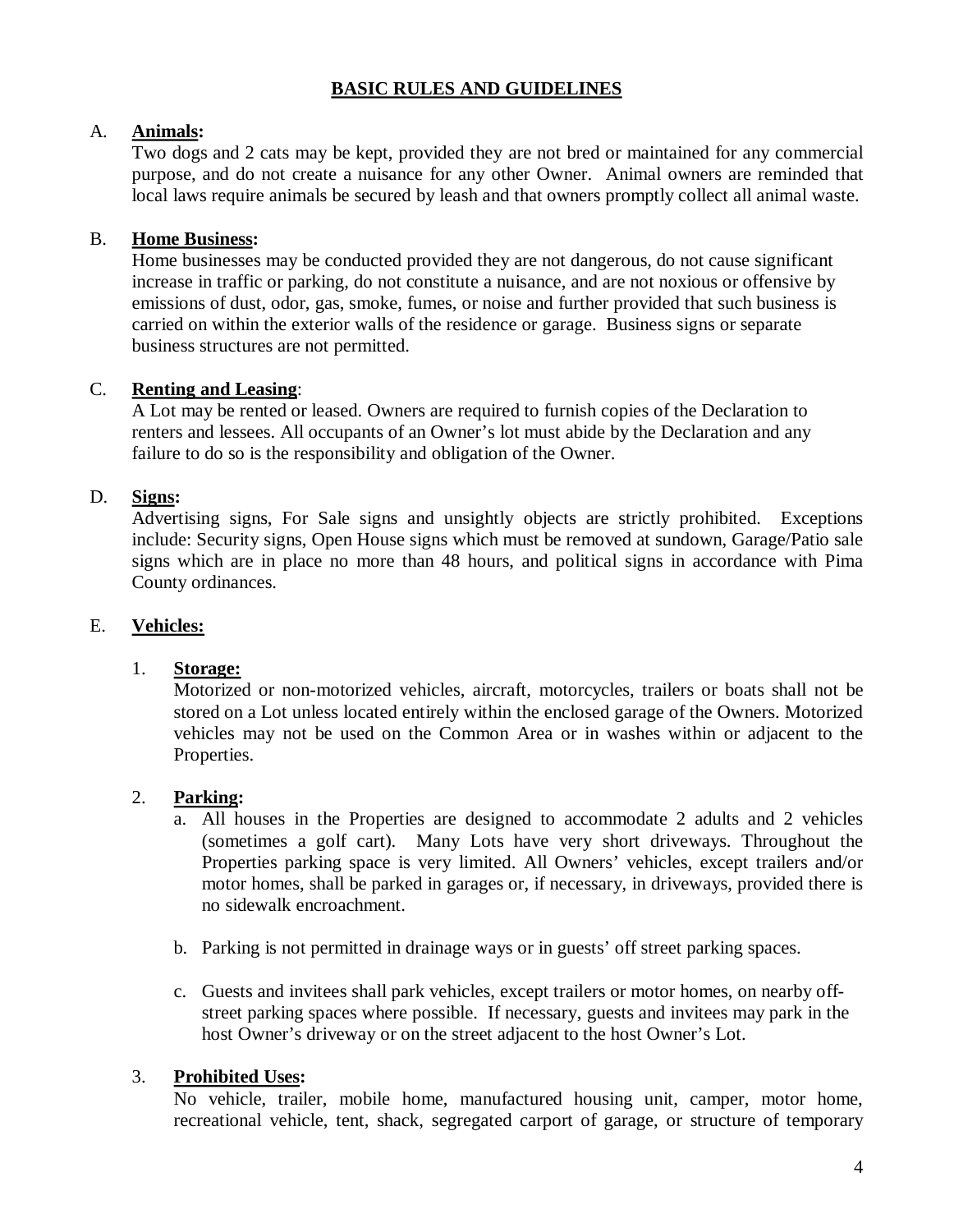## BASIC RULES AND GUIDELINES

A. **Animals:**
Two dogs and 2 cats may be kept, provided they are not bred or maintained for any commercial purpose, and do not create a nuisance for any other Owner. Animal owners are reminded that local laws require animals be secured by leash and that owners promptly collect all animal waste.

B. **Home Business:**
Home businesses may be conducted provided they are not dangerous, do not cause significant increase in traffic or parking, do not constitute a nuisance, and are not noxious or offensive by emissions of dust, odor, gas, smoke, fumes, or noise and further provided that such business is carried on within the exterior walls of the residence or garage. Business signs or separate business structures are not permitted.

C. **Renting and Leasing**:
A Lot may be rented or leased. Owners are required to furnish copies of the Declaration to renters and lessees. All occupants of an Owner's lot must abide by the Declaration and any failure to do so is the responsibility and obligation of the Owner.

D. **Signs:**
Advertising signs, For Sale signs and unsightly objects are strictly prohibited. Exceptions include: Security signs, Open House signs which must be removed at sundown, Garage/Patio sale signs which are in place no more than 48 hours, and political signs in accordance with Pima County ordinances.

E. **Vehicles:**

1. **Storage:**
Motorized or non-motorized vehicles, aircraft, motorcycles, trailers or boats shall not be stored on a Lot unless located entirely within the enclosed garage of the Owners. Motorized vehicles may not be used on the Common Area or in washes within or adjacent to the Properties.

2. **Parking:**
   a. All houses in the Properties are designed to accommodate 2 adults and 2 vehicles (sometimes a golf cart). Many Lots have very short driveways. Throughout the Properties parking space is very limited. All Owners' vehicles, except trailers and/or motor homes, shall be parked in garages or, if necessary, in driveways, provided there is no sidewalk encroachment.

   b. Parking is not permitted in drainage ways or in guests' off street parking spaces.

   c. Guests and invitees shall park vehicles, except trailers or motor homes, on nearby off-street parking spaces where possible. If necessary, guests and invitees may park in the host Owner's driveway or on the street adjacent to the host Owner's Lot.

3. **Prohibited Uses:**
No vehicle, trailer, mobile home, manufactured housing unit, camper, motor home, recreational vehicle, tent, shack, segregated carport of garage, or structure of temporary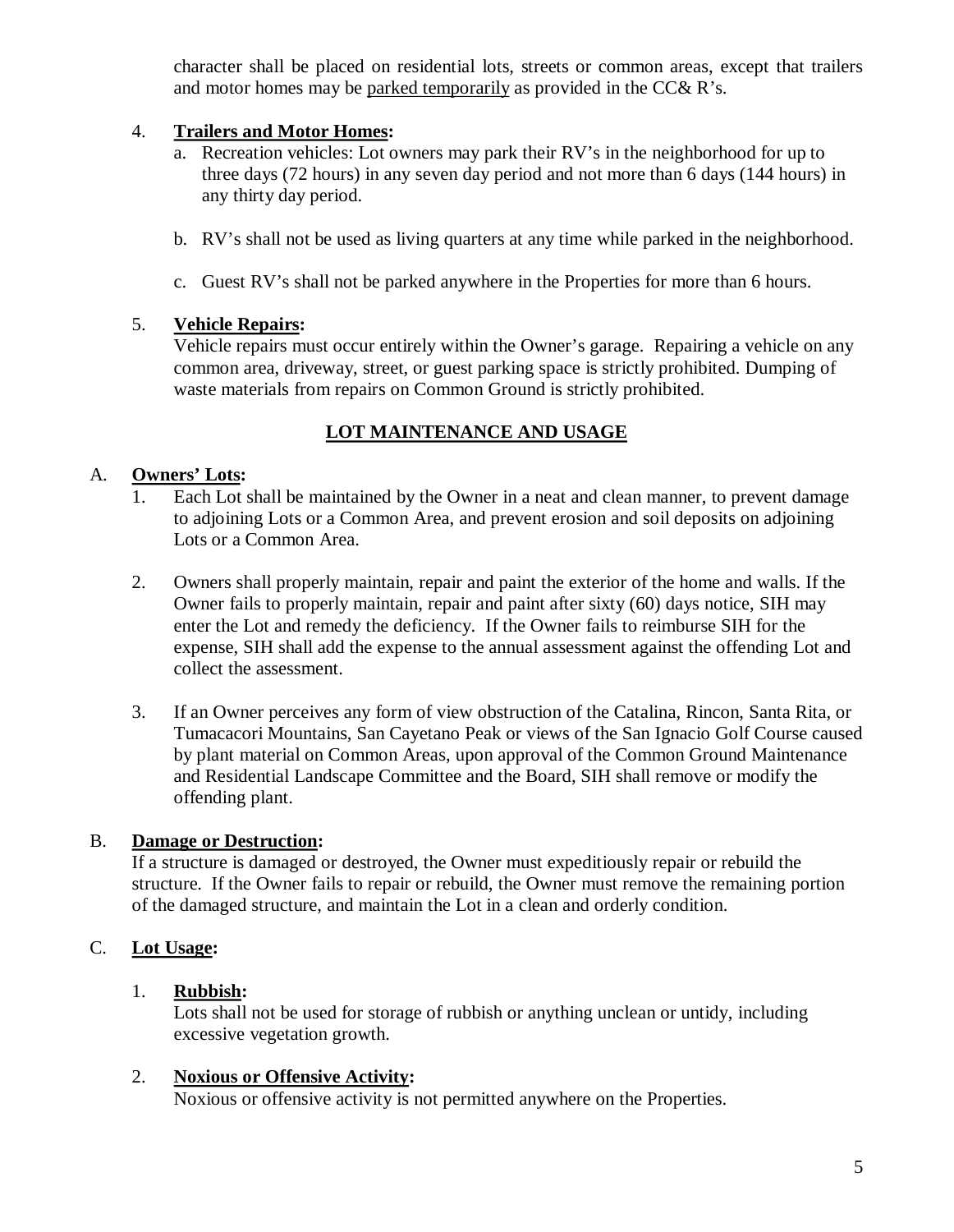character shall be placed on residential lots, streets or common areas, except that trailers and motor homes may be parked temporarily as provided in the CC& R's.

4. **Trailers and Motor Homes:**
   a. Recreation vehicles: Lot owners may park their RV's in the neighborhood for up to three days (72 hours) in any seven day period and not more than 6 days (144 hours) in any thirty day period.

   b. RV's shall not be used as living quarters at any time while parked in the neighborhood.

   c. Guest RV's shall not be parked anywhere in the Properties for more than 6 hours.

5. **Vehicle Repairs:**
   Vehicle repairs must occur entirely within the Owner's garage. Repairing a vehicle on any common area, driveway, street, or guest parking space is strictly prohibited. Dumping of waste materials from repairs on Common Ground is strictly prohibited.

## LOT MAINTENANCE AND USAGE

A. **Owners' Lots:**

1. Each Lot shall be maintained by the Owner in a neat and clean manner, to prevent damage to adjoining Lots or a Common Area, and prevent erosion and soil deposits on adjoining Lots or a Common Area.

2. Owners shall properly maintain, repair and paint the exterior of the home and walls. If the Owner fails to properly maintain, repair and paint after sixty (60) days notice, SIH may enter the Lot and remedy the deficiency. If the Owner fails to reimburse SIH for the expense, SIH shall add the expense to the annual assessment against the offending Lot and collect the assessment.

3. If an Owner perceives any form of view obstruction of the Catalina, Rincon, Santa Rita, or Tumacacori Mountains, San Cayetano Peak or views of the San Ignacio Golf Course caused by plant material on Common Areas, upon approval of the Common Ground Maintenance and Residential Landscape Committee and the Board, SIH shall remove or modify the offending plant.

B. **Damage or Destruction:**
If a structure is damaged or destroyed, the Owner must expeditiously repair or rebuild the structure. If the Owner fails to repair or rebuild, the Owner must remove the remaining portion of the damaged structure, and maintain the Lot in a clean and orderly condition.

C. **Lot Usage:**

1. **Rubbish:**
   Lots shall not be used for storage of rubbish or anything unclean or untidy, including excessive vegetation growth.

2. **Noxious or Offensive Activity:**
   Noxious or offensive activity is not permitted anywhere on the Properties.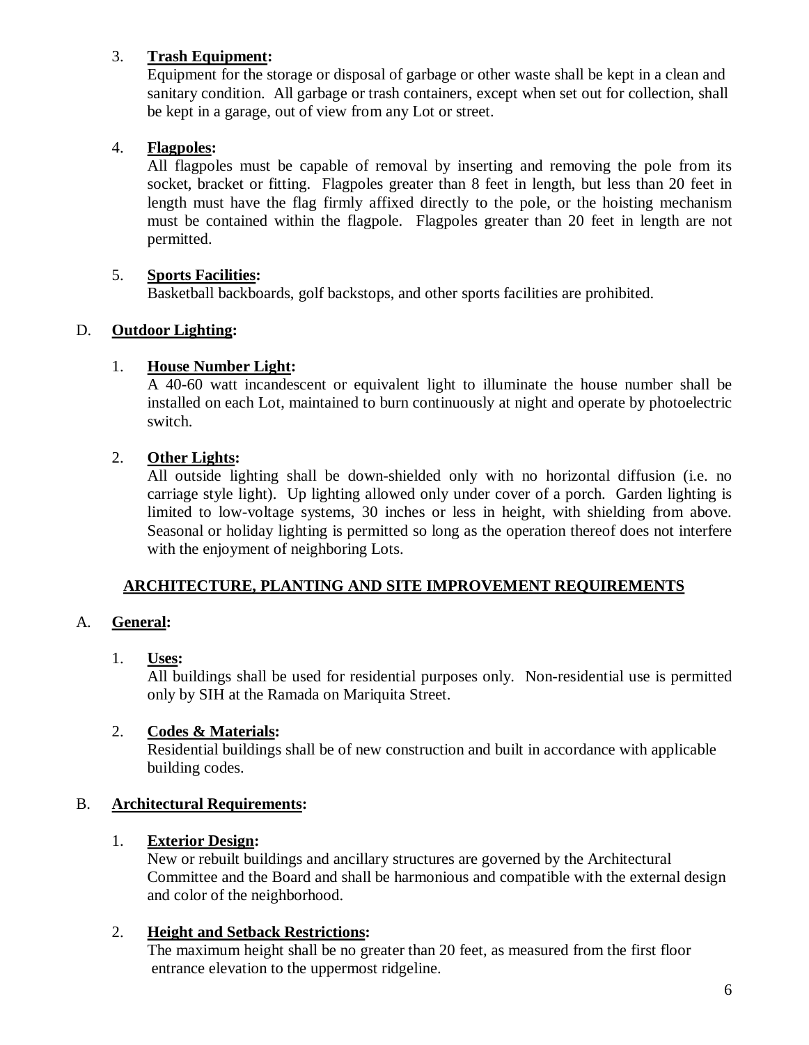3. **Trash Equipment:**
   Equipment for the storage or disposal of garbage or other waste shall be kept in a clean and sanitary condition. All garbage or trash containers, except when set out for collection, shall be kept in a garage, out of view from any Lot or street.

4. **Flagpoles:**
   All flagpoles must be capable of removal by inserting and removing the pole from its socket, bracket or fitting. Flagpoles greater than 8 feet in length, but less than 20 feet in length must have the flag firmly affixed directly to the pole, or the hoisting mechanism must be contained within the flagpole. Flagpoles greater than 20 feet in length are not permitted.

5. **Sports Facilities:**
   Basketball backboards, golf backstops, and other sports facilities are prohibited.

D. **Outdoor Lighting:**

1. **House Number Light:**
   A 40-60 watt incandescent or equivalent light to illuminate the house number shall be installed on each Lot, maintained to burn continuously at night and operate by photoelectric switch.

2. **Other Lights:**
   All outside lighting shall be down-shielded only with no horizontal diffusion (i.e. no carriage style light). Up lighting allowed only under cover of a porch. Garden lighting is limited to low-voltage systems, 30 inches or less in height, with shielding from above. Seasonal or holiday lighting is permitted so long as the operation thereof does not interfere with the enjoyment of neighboring Lots.

## ARCHITECTURE, PLANTING AND SITE IMPROVEMENT REQUIREMENTS

A. **General:**

1. **Uses:**
   All buildings shall be used for residential purposes only. Non-residential use is permitted only by SIH at the Ramada on Mariquita Street.

2. **Codes & Materials:**
   Residential buildings shall be of new construction and built in accordance with applicable building codes.

B. **Architectural Requirements:**

1. **Exterior Design:**
   New or rebuilt buildings and ancillary structures are governed by the Architectural Committee and the Board and shall be harmonious and compatible with the external design and color of the neighborhood.

2. **Height and Setback Restrictions:**
   The maximum height shall be no greater than 20 feet, as measured from the first floor entrance elevation to the uppermost ridgeline.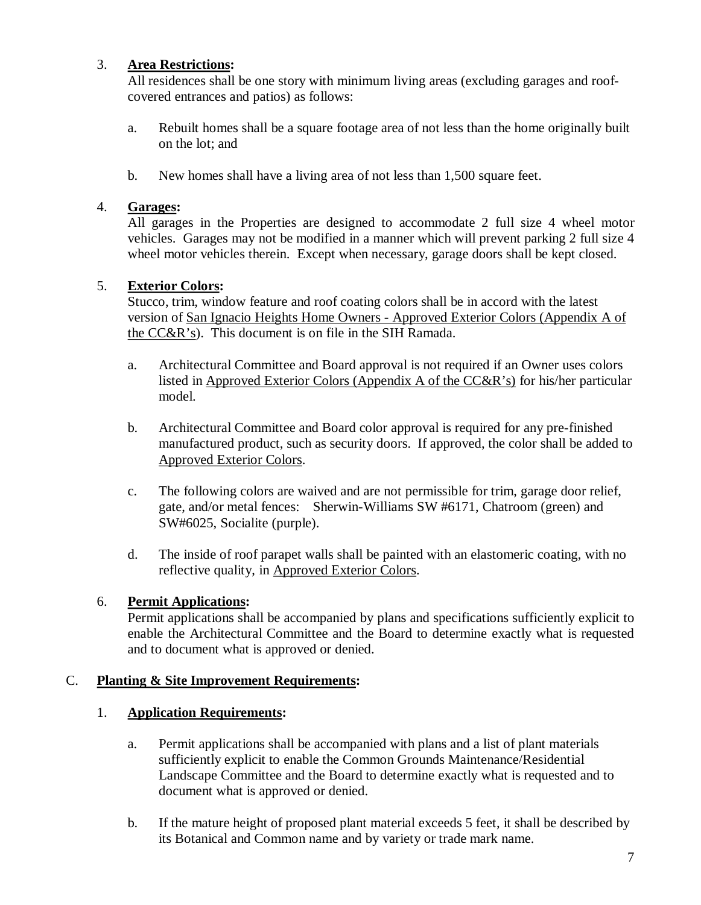3. **Area Restrictions:**
   All residences shall be one story with minimum living areas (excluding garages and roof-covered entrances and patios) as follows:

   a. Rebuilt homes shall be a square footage area of not less than the home originally built on the lot; and

   b. New homes shall have a living area of not less than 1,500 square feet.

4. **Garages:**
   All garages in the Properties are designed to accommodate 2 full size 4 wheel motor vehicles. Garages may not be modified in a manner which will prevent parking 2 full size 4 wheel motor vehicles therein. Except when necessary, garage doors shall be kept closed.

5. **Exterior Colors:**
   Stucco, trim, window feature and roof coating colors shall be in accord with the latest version of San Ignacio Heights Home Owners - Approved Exterior Colors (Appendix A of the CC&R's). This document is on file in the SIH Ramada.

   a. Architectural Committee and Board approval is not required if an Owner uses colors listed in Approved Exterior Colors (Appendix A of the CC&R's) for his/her particular model.

   b. Architectural Committee and Board color approval is required for any pre-finished manufactured product, such as security doors. If approved, the color shall be added to Approved Exterior Colors.

   c. The following colors are waived and are not permissible for trim, garage door relief, gate, and/or metal fences: Sherwin-Williams SW #6171, Chatroom (green) and SW#6025, Socialite (purple).

   d. The inside of roof parapet walls shall be painted with an elastomeric coating, with no reflective quality, in Approved Exterior Colors.

6. **Permit Applications:**
   Permit applications shall be accompanied by plans and specifications sufficiently explicit to enable the Architectural Committee and the Board to determine exactly what is requested and to document what is approved or denied.

## C. **Planting & Site Improvement Requirements:**

1. **Application Requirements:**

   a. Permit applications shall be accompanied with plans and a list of plant materials sufficiently explicit to enable the Common Grounds Maintenance/Residential Landscape Committee and the Board to determine exactly what is requested and to document what is approved or denied.

   b. If the mature height of proposed plant material exceeds 5 feet, it shall be described by its Botanical and Common name and by variety or trade mark name.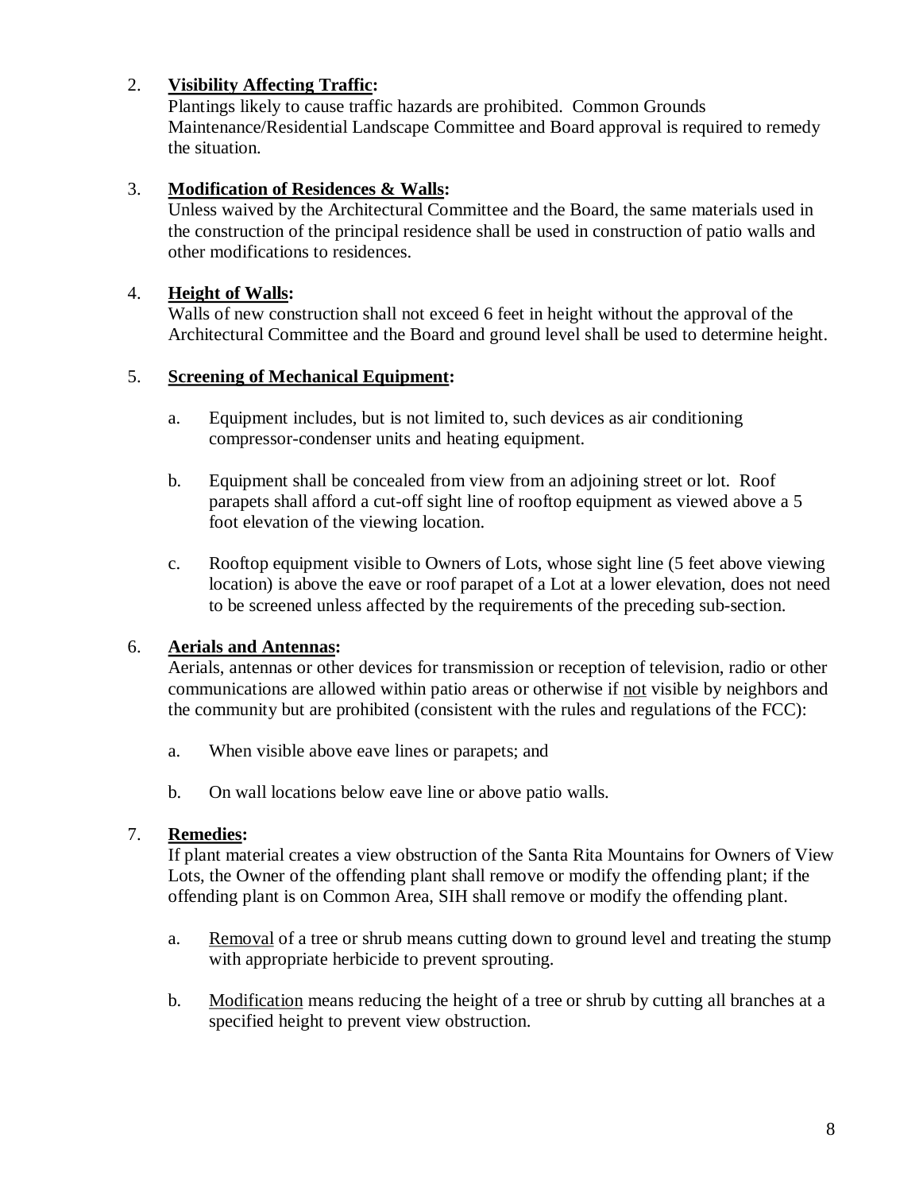2. **<u>Visibility Affecting Traffic</u>:**
   Plantings likely to cause traffic hazards are prohibited. Common Grounds Maintenance/Residential Landscape Committee and Board approval is required to remedy the situation.

3. **<u>Modification of Residences & Walls</u>:**
   Unless waived by the Architectural Committee and the Board, the same materials used in the construction of the principal residence shall be used in construction of patio walls and other modifications to residences.

4. **<u>Height of Walls</u>:**
   Walls of new construction shall not exceed 6 feet in height without the approval of the Architectural Committee and the Board and ground level shall be used to determine height.

5. **<u>Screening of Mechanical Equipment</u>:**

   a. Equipment includes, but is not limited to, such devices as air conditioning compressor-condenser units and heating equipment.

   b. Equipment shall be concealed from view from an adjoining street or lot. Roof parapets shall afford a cut-off sight line of rooftop equipment as viewed above a 5 foot elevation of the viewing location.

   c. Rooftop equipment visible to Owners of Lots, whose sight line (5 feet above viewing location) is above the eave or roof parapet of a Lot at a lower elevation, does not need to be screened unless affected by the requirements of the preceding sub-section.

6. **<u>Aerials and Antennas</u>:**
   Aerials, antennas or other devices for transmission or reception of television, radio or other communications are allowed within patio areas or otherwise if <u>not</u> visible by neighbors and the community but are prohibited (consistent with the rules and regulations of the FCC):

   a. When visible above eave lines or parapets; and

   b. On wall locations below eave line or above patio walls.

7. **<u>Remedies</u>:**
   If plant material creates a view obstruction of the Santa Rita Mountains for Owners of View Lots, the Owner of the offending plant shall remove or modify the offending plant; if the offending plant is on Common Area, SIH shall remove or modify the offending plant.

   a. <u>Removal</u> of a tree or shrub means cutting down to ground level and treating the stump with appropriate herbicide to prevent sprouting.

   b. <u>Modification</u> means reducing the height of a tree or shrub by cutting all branches at a specified height to prevent view obstruction.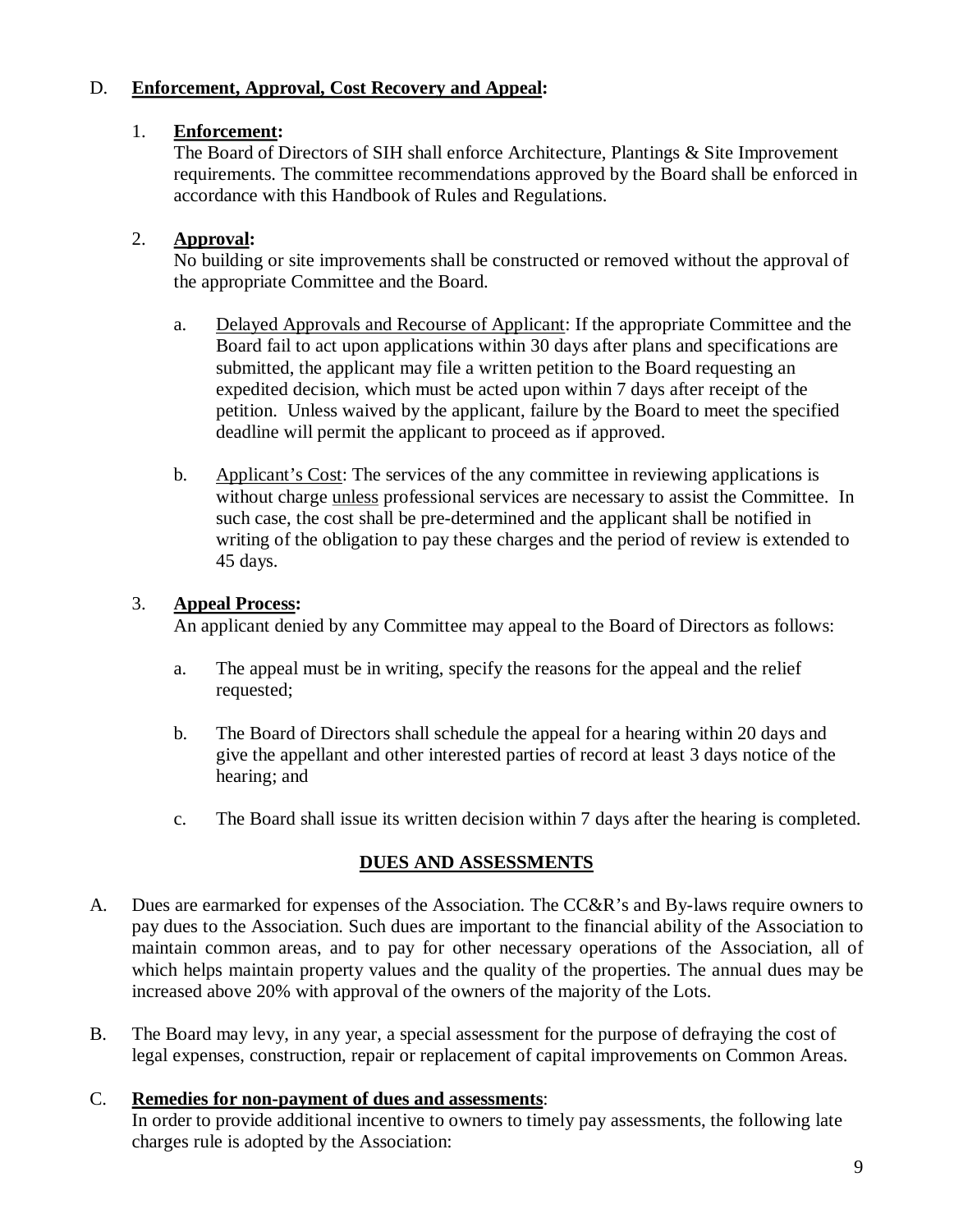D. **<u>Enforcement, Approval, Cost Recovery and Appeal</u>:**

1. **<u>Enforcement</u>:**
   The Board of Directors of SIH shall enforce Architecture, Plantings & Site Improvement requirements. The committee recommendations approved by the Board shall be enforced in accordance with this Handbook of Rules and Regulations.

2. **<u>Approval</u>:**
   No building or site improvements shall be constructed or removed without the approval of the appropriate Committee and the Board.

   a. <u>Delayed Approvals and Recourse of Applicant</u>: If the appropriate Committee and the Board fail to act upon applications within 30 days after plans and specifications are submitted, the applicant may file a written petition to the Board requesting an expedited decision, which must be acted upon within 7 days after receipt of the petition. Unless waived by the applicant, failure by the Board to meet the specified deadline will permit the applicant to proceed as if approved.

   b. <u>Applicant's Cost</u>: The services of the any committee in reviewing applications is without charge <u>unless</u> professional services are necessary to assist the Committee. In such case, the cost shall be pre-determined and the applicant shall be notified in writing of the obligation to pay these charges and the period of review is extended to 45 days.

3. **<u>Appeal Process</u>:**
   An applicant denied by any Committee may appeal to the Board of Directors as follows:

   a. The appeal must be in writing, specify the reasons for the appeal and the relief requested;

   b. The Board of Directors shall schedule the appeal for a hearing within 20 days and give the appellant and other interested parties of record at least 3 days notice of the hearing; and

   c. The Board shall issue its written decision within 7 days after the hearing is completed.

## <u>DUES AND ASSESSMENTS</u>

A. Dues are earmarked for expenses of the Association. The CC&R's and By-laws require owners to pay dues to the Association. Such dues are important to the financial ability of the Association to maintain common areas, and to pay for other necessary operations of the Association, all of which helps maintain property values and the quality of the properties. The annual dues may be increased above 20% with approval of the owners of the majority of the Lots.

B. The Board may levy, in any year, a special assessment for the purpose of defraying the cost of legal expenses, construction, repair or replacement of capital improvements on Common Areas.

C. **<u>Remedies for non-payment of dues and assessments</u>**:
   In order to provide additional incentive to owners to timely pay assessments, the following late charges rule is adopted by the Association: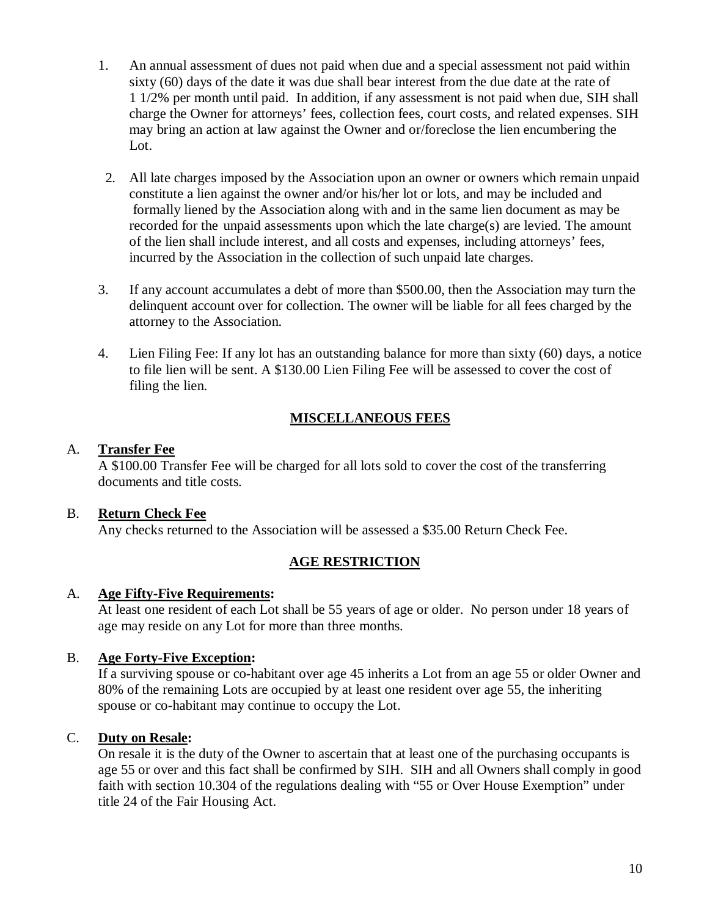1. An annual assessment of dues not paid when due and a special assessment not paid within sixty (60) days of the date it was due shall bear interest from the due date at the rate of 1 1/2% per month until paid. In addition, if any assessment is not paid when due, SIH shall charge the Owner for attorneys' fees, collection fees, court costs, and related expenses. SIH may bring an action at law against the Owner and or/foreclose the lien encumbering the Lot.

2. All late charges imposed by the Association upon an owner or owners which remain unpaid constitute a lien against the owner and/or his/her lot or lots, and may be included and formally liened by the Association along with and in the same lien document as may be recorded for the unpaid assessments upon which the late charge(s) are levied. The amount of the lien shall include interest, and all costs and expenses, including attorneys' fees, incurred by the Association in the collection of such unpaid late charges.

3. If any account accumulates a debt of more than $500.00, then the Association may turn the delinquent account over for collection. The owner will be liable for all fees charged by the attorney to the Association.

4. Lien Filing Fee: If any lot has an outstanding balance for more than sixty (60) days, a notice to file lien will be sent. A $130.00 Lien Filing Fee will be assessed to cover the cost of filing the lien.

## MISCELLANEOUS FEES

A. **Transfer Fee**
A $100.00 Transfer Fee will be charged for all lots sold to cover the cost of the transferring documents and title costs.

B. **Return Check Fee**
Any checks returned to the Association will be assessed a $35.00 Return Check Fee.

## AGE RESTRICTION

A. **Age Fifty-Five Requirements:**
At least one resident of each Lot shall be 55 years of age or older. No person under 18 years of age may reside on any Lot for more than three months.

B. **Age Forty-Five Exception:**
If a surviving spouse or co-habitant over age 45 inherits a Lot from an age 55 or older Owner and 80% of the remaining Lots are occupied by at least one resident over age 55, the inheriting spouse or co-habitant may continue to occupy the Lot.

C. **Duty on Resale:**
On resale it is the duty of the Owner to ascertain that at least one of the purchasing occupants is age 55 or over and this fact shall be confirmed by SIH. SIH and all Owners shall comply in good faith with section 10.304 of the regulations dealing with "55 or Over House Exemption" under title 24 of the Fair Housing Act.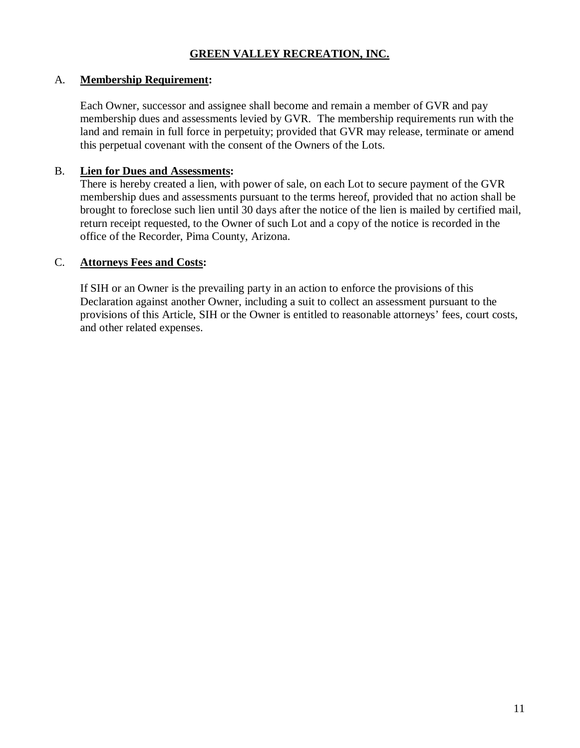## **GREEN VALLEY RECREATION, INC.**

A. **Membership Requirement:**

Each Owner, successor and assignee shall become and remain a member of GVR and pay membership dues and assessments levied by GVR. The membership requirements run with the land and remain in full force in perpetuity; provided that GVR may release, terminate or amend this perpetual covenant with the consent of the Owners of the Lots.

B. **Lien for Dues and Assessments:**

There is hereby created a lien, with power of sale, on each Lot to secure payment of the GVR membership dues and assessments pursuant to the terms hereof, provided that no action shall be brought to foreclose such lien until 30 days after the notice of the lien is mailed by certified mail, return receipt requested, to the Owner of such Lot and a copy of the notice is recorded in the office of the Recorder, Pima County, Arizona.

C. **Attorneys Fees and Costs:**

If SIH or an Owner is the prevailing party in an action to enforce the provisions of this Declaration against another Owner, including a suit to collect an assessment pursuant to the provisions of this Article, SIH or the Owner is entitled to reasonable attorneys' fees, court costs, and other related expenses.